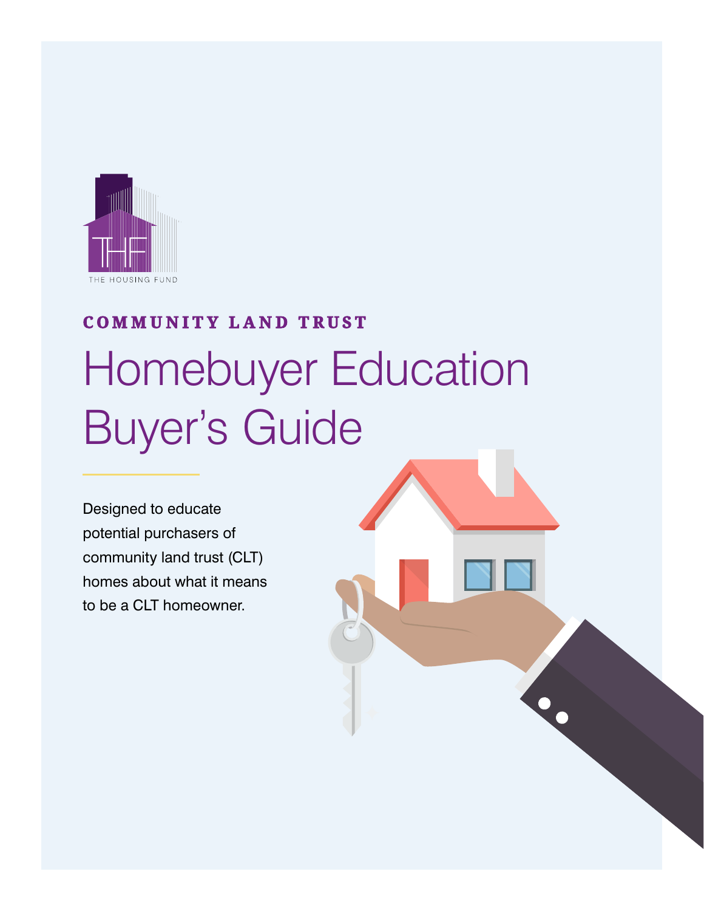THE HOUSING FUND

**COMMUNITY LAND TRUST**

# Homebuyer Education Buyer's Guide

Designed to educate potential purchasers of community land trust (CLT) homes about what it means to be a CLT homeowner.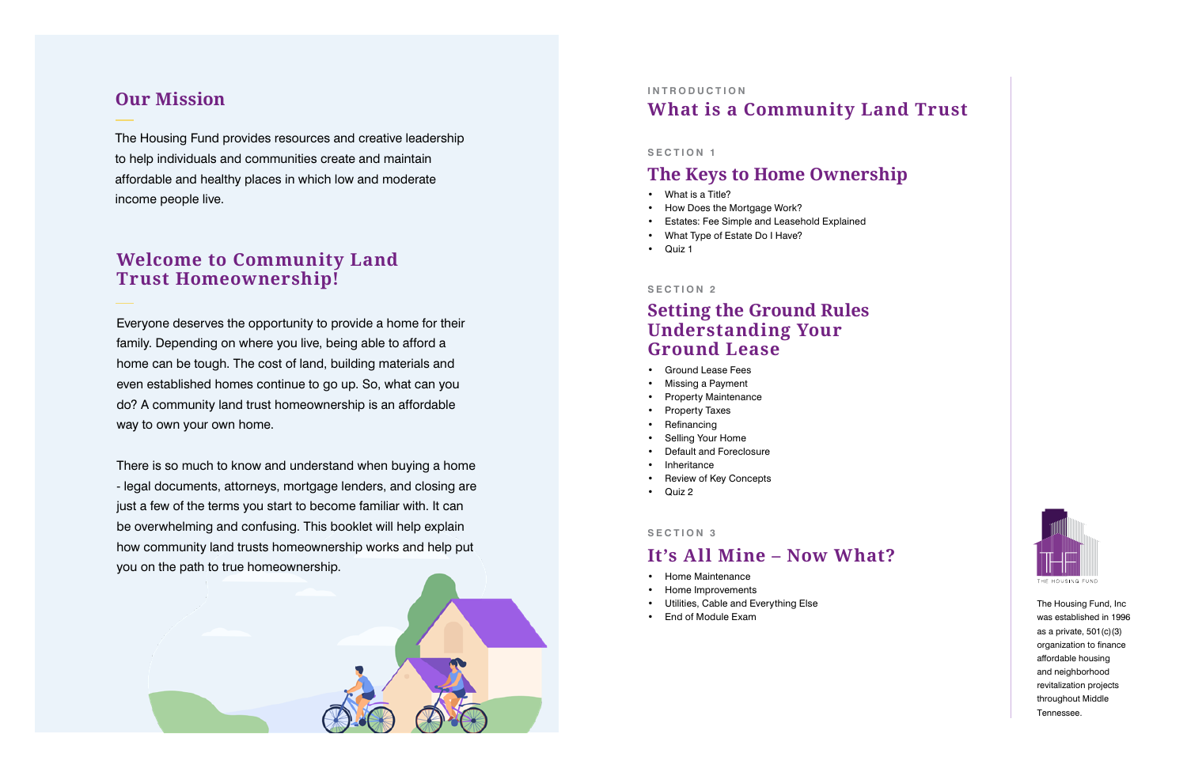## Our Mission

The Housing Fund provides resources and creative leadership to help individuals and communities create and maintain affordable and healthy places in which low and moderate income people live.

## Welcome to Community Land Trust Homeownership!

Everyone deserves the opportunity to provide a home for their family. Depending on where you live, being able to afford a home can be tough. The cost of land, building materials and even established homes continue to go up. So, what can you do? A community land trust homeownership is an affordable way to own your own home.

There is so much to know and understand when buying a home - legal documents, attorneys, mortgage lenders, and closing are just a few of the terms you start to become familiar with. It can be overwhelming and confusing. This booklet will help explain how community land trusts homeownership works and help put you on the path to true homeownership.

INTRODUCTION

## What is a Community Land Trust

SECTION 1

## The Keys to Home Ownership

- What is a Title?
- How Does the Mortgage Work?
- Estates: Fee Simple and Leasehold Explained
- What Type of Estate Do I Have?
- Quiz 1

SECTION 2

## Setting the Ground Rules Understanding Your Ground Lease

- Ground Lease Fees
- Missing a Payment
- Property Maintenance
- Property Taxes
- Refinancing
- Selling Your Home
- Default and Foreclosure
- Inheritance
- Review of Key Concepts
- Quiz 2

SECTION 3

## It's All Mine – Now What?

- Home Maintenance
- Home Improvements
- Utilities, Cable and Everything Else
- End of Module Exam

THE HOUSING FUND

The Housing Fund, Inc was established in 1996 as a private, 501(c)(3) organization to finance affordable housing and neighborhood revitalization projects throughout Middle Tennessee.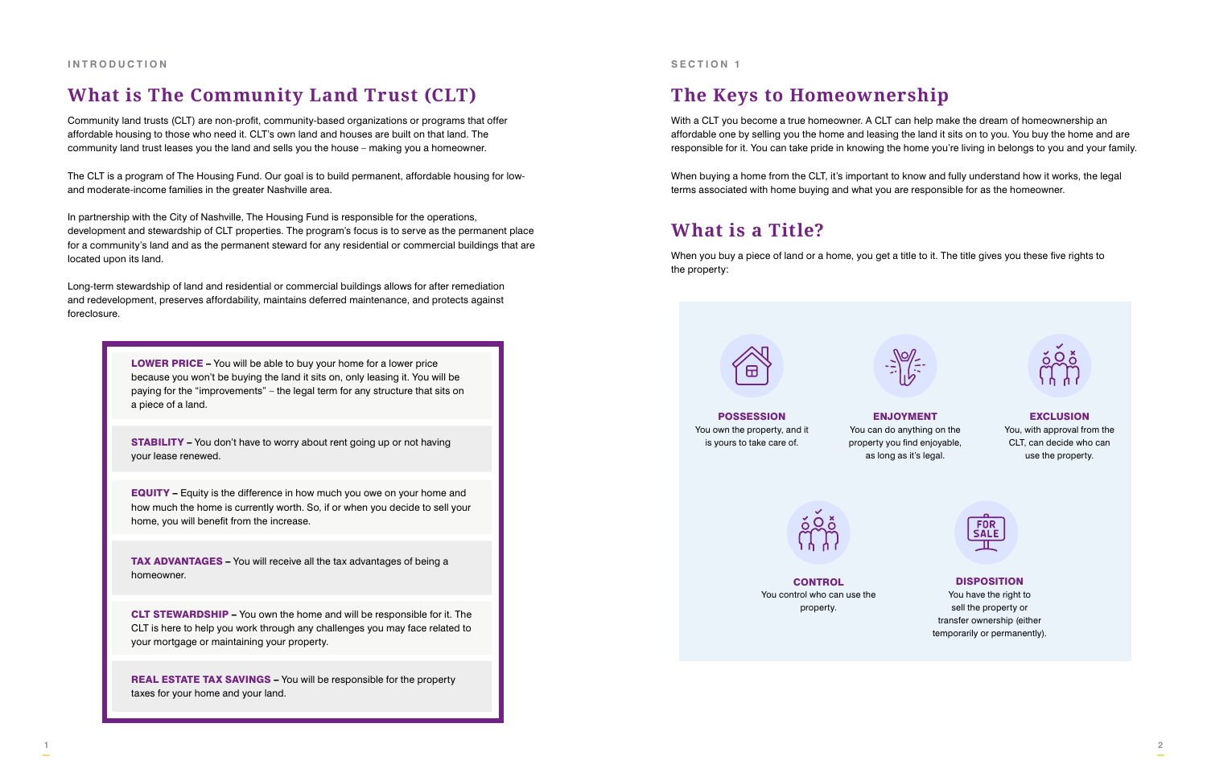INTRODUCTION

## What is The Community Land Trust (CLT)

Community land trusts (CLT) are non-profit, community-based organizations or programs that offer affordable housing to those who need it. CLT's own land and houses are built on that land. The community land trust leases you the land and sells you the house – making you a homeowner.

The CLT is a program of The Housing Fund. Our goal is to build permanent, affordable housing for low- and moderate-income families in the greater Nashville area.

In partnership with the City of Nashville, The Housing Fund is responsible for the operations, development and stewardship of CLT properties. The program's focus is to serve as the permanent place for a community's land and as the permanent steward for any residential or commercial buildings that are located upon its land.

Long-term stewardship of land and residential or commercial buildings allows for after remediation and redevelopment, preserves affordability, maintains deferred maintenance, and protects against foreclosure.

**LOWER PRICE –** You will be able to buy your home for a lower price because you won't be buying the land it sits on, only leasing it. You will be paying for the "improvements" – the legal term for any structure that sits on a piece of a land.

**STABILITY –** You don't have to worry about rent going up or not having your lease renewed.

**EQUITY –** Equity is the difference in how much you owe on your home and how much the home is currently worth. So, if or when you decide to sell your home, you will benefit from the increase.

**TAX ADVANTAGES –** You will receive all the tax advantages of being a homeowner.

**CLT STEWARDSHIP –** You own the home and will be responsible for it. The CLT is here to help you work through any challenges you may face related to your mortgage or maintaining your property.

**REAL ESTATE TAX SAVINGS –** You will be responsible for the property taxes for your home and your land.

SECTION 1

## The Keys to Homeownership

With a CLT you become a true homeowner. A CLT can help make the dream of homeownership an affordable one by selling you the home and leasing the land it sits on to you. You buy the home and are responsible for it. You can take pride in knowing the home you're living in belongs to you and your family.

When buying a home from the CLT, it's important to know and fully understand how it works, the legal terms associated with home buying and what you are responsible for as the homeowner.

## What is a Title?

When you buy a piece of land or a home, you get a title to it. The title gives you these five rights to the property:

**POSSESSION**
You own the property, and it is yours to take care of.

**ENJOYMENT**
You can do anything on the property you find enjoyable, as long as it's legal.

**EXCLUSION**
You, with approval from the CLT, can decide who can use the property.

**CONTROL**
You control who can use the property.

**DISPOSITION**
You have the right to sell the property or transfer ownership (either temporarily or permanently).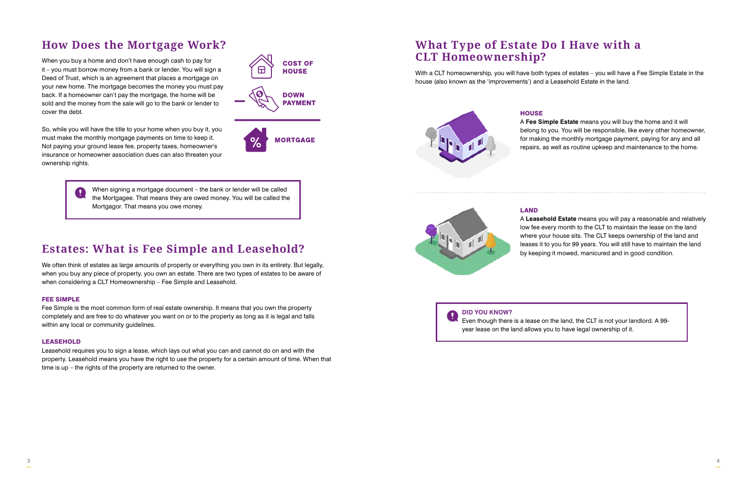## How Does the Mortgage Work?

When you buy a home and don't have enough cash to pay for it – you must borrow money from a bank or lender. You will sign a Deed of Trust, which is an agreement that places a mortgage on your new home. The mortgage becomes the money you must pay back. If a homeowner can't pay the mortgage, the home will be sold and the money from the sale will go to the bank or lender to cover the debt.

So, while you will have the title to your home when you buy it, you must make the monthly mortgage payments on time to keep it. Not paying your ground lease fee, property taxes, homeowner's insurance or homeowner association dues can also threaten your ownership rights.

COST OF HOUSE

– DOWN PAYMENT

MORTGAGE

> When signing a mortgage document – the bank or lender will be called the Mortgagee. That means they are owed money. You will be called the Mortgagor. That means you owe money.

## Estates: What is Fee Simple and Leasehold?

We often think of estates as large amounts of property or everything you own in its entirety. But legally, when you buy any piece of property, you own an estate. There are two types of estates to be aware of when considering a CLT Homeownership – Fee Simple and Leasehold.

### FEE SIMPLE

Fee Simple is the most common form of real estate ownership. It means that you own the property completely and are free to do whatever you want on or to the property as long as it is legal and falls within any local or community guidelines.

### LEASEHOLD

Leasehold requires you to sign a lease, which lays out what you can and cannot do on and with the property. Leasehold means you have the right to use the property for a certain amount of time. When that time is up – the rights of the property are returned to the owner.

## What Type of Estate Do I Have with a CLT Homeownership?

With a CLT homeownership, you will have both types of estates – you will have a Fee Simple Estate in the house (also known as the 'improvements') and a Leasehold Estate in the land.

### HOUSE

A **Fee Simple Estate** means you will buy the home and it will belong to you. You will be responsible, like every other homeowner, for making the monthly mortgage payment, paying for any and all repairs, as well as routine upkeep and maintenance to the home.

### LAND

A **Leasehold Estate** means you will pay a reasonable and relatively low fee every month to the CLT to maintain the lease on the land where your house sits. The CLT keeps ownership of the land and leases it to you for 99 years. You will still have to maintain the land by keeping it mowed, manicured and in good condition.

> **DID YOU KNOW?**
> Even though there is a lease on the land, the CLT is not your landlord. A 99-year lease on the land allows you to have legal ownership of it.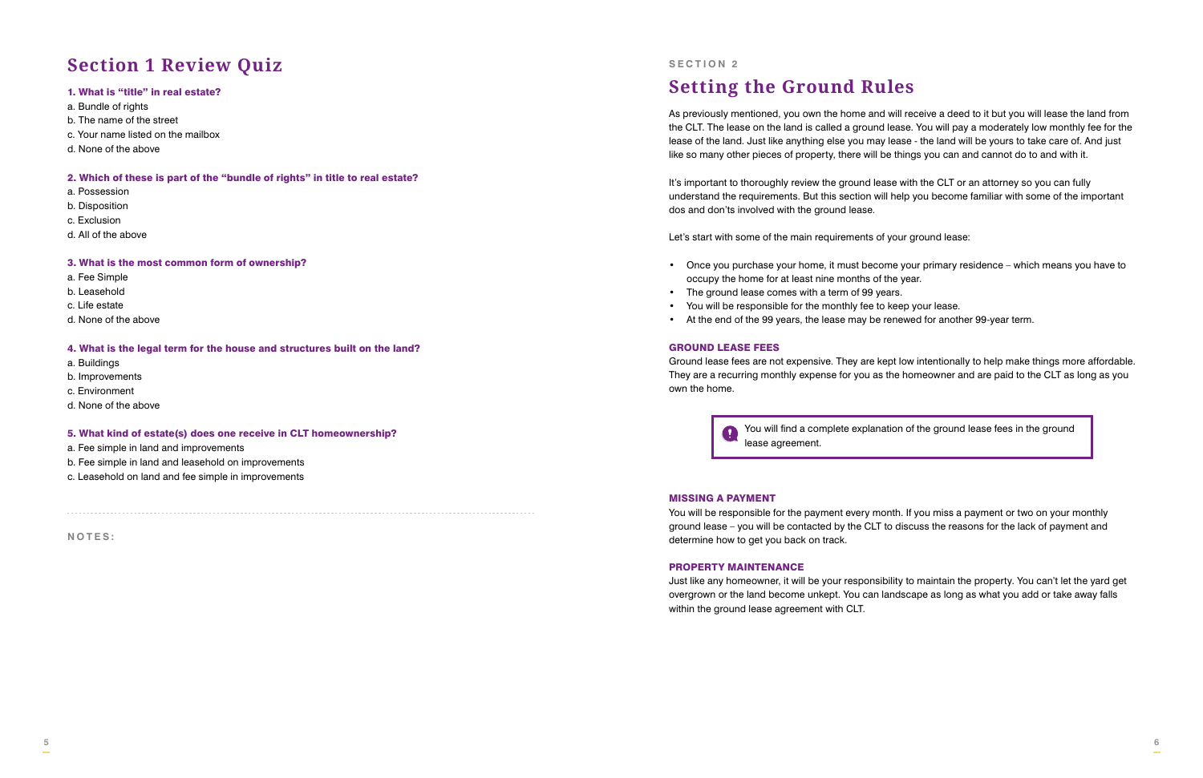## Section 1 Review Quiz

**1. What is "title" in real estate?**

a. Bundle of rights
b. The name of the street
c. Your name listed on the mailbox
d. None of the above

**2. Which of these is part of the "bundle of rights" in title to real estate?**

a. Possession
b. Disposition
c. Exclusion
d. All of the above

**3. What is the most common form of ownership?**

a. Fee Simple
b. Leasehold
c. Life estate
d. None of the above

**4. What is the legal term for the house and structures built on the land?**

a. Buildings
b. Improvements
c. Environment
d. None of the above

**5. What kind of estate(s) does one receive in CLT homeownership?**

a. Fee simple in land and improvements
b. Fee simple in land and leasehold on improvements
c. Leasehold on land and fee simple in improvements

---

**NOTES:**

SECTION 2

## Setting the Ground Rules

As previously mentioned, you own the home and will receive a deed to it but you will lease the land from the CLT. The lease on the land is called a ground lease. You will pay a moderately low monthly fee for the lease of the land. Just like anything else you may lease - the land will be yours to take care of. And just like so many other pieces of property, there will be things you can and cannot do to and with it.

It's important to thoroughly review the ground lease with the CLT or an attorney so you can fully understand the requirements. But this section will help you become familiar with some of the important dos and don'ts involved with the ground lease.

Let's start with some of the main requirements of your ground lease:

- Once you purchase your home, it must become your primary residence – which means you have to occupy the home for at least nine months of the year.
- The ground lease comes with a term of 99 years.
- You will be responsible for the monthly fee to keep your lease.
- At the end of the 99 years, the lease may be renewed for another 99-year term.

### GROUND LEASE FEES

Ground lease fees are not expensive. They are kept low intentionally to help make things more affordable. They are a recurring monthly expense for you as the homeowner and are paid to the CLT as long as you own the home.

> You will find a complete explanation of the ground lease fees in the ground lease agreement.

### MISSING A PAYMENT

You will be responsible for the payment every month. If you miss a payment or two on your monthly ground lease – you will be contacted by the CLT to discuss the reasons for the lack of payment and determine how to get you back on track.

### PROPERTY MAINTENANCE

Just like any homeowner, it will be your responsibility to maintain the property. You can't let the yard get overgrown or the land become unkept. You can landscape as long as what you add or take away falls within the ground lease agreement with CLT.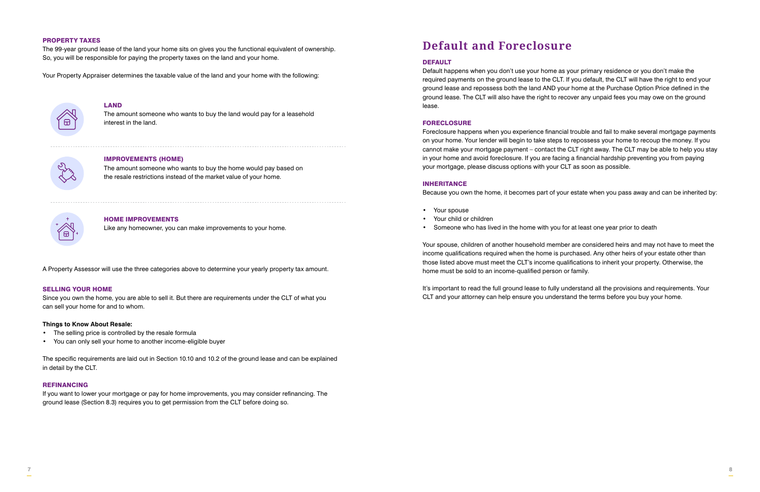### PROPERTY TAXES

The 99-year ground lease of the land your home sits on gives you the functional equivalent of ownership. So, you will be responsible for paying the property taxes on the land and your home.

Your Property Appraiser determines the taxable value of the land and your home with the following:

#### LAND

The amount someone who wants to buy the land would pay for a leasehold interest in the land.

#### IMPROVEMENTS (HOME)

The amount someone who wants to buy the home would pay based on the resale restrictions instead of the market value of your home.

#### HOME IMPROVEMENTS

Like any homeowner, you can make improvements to your home.

A Property Assessor will use the three categories above to determine your yearly property tax amount.

### SELLING YOUR HOME

Since you own the home, you are able to sell it. But there are requirements under the CLT of what you can sell your home for and to whom.

**Things to Know About Resale:**

- The selling price is controlled by the resale formula
- You can only sell your home to another income-eligible buyer

The specific requirements are laid out in Section 10.10 and 10.2 of the ground lease and can be explained in detail by the CLT.

### REFINANCING

If you want to lower your mortgage or pay for home improvements, you may consider refinancing. The ground lease (Section 8.3) requires you to get permission from the CLT before doing so.

## Default and Foreclosure

### DEFAULT

Default happens when you don't use your home as your primary residence or you don't make the required payments on the ground lease to the CLT. If you default, the CLT will have the right to end your ground lease and repossess both the land AND your home at the Purchase Option Price defined in the ground lease. The CLT will also have the right to recover any unpaid fees you may owe on the ground lease.

### FORECLOSURE

Foreclosure happens when you experience financial trouble and fail to make several mortgage payments on your home. Your lender will begin to take steps to repossess your home to recoup the money. If you cannot make your mortgage payment – contact the CLT right away. The CLT may be able to help you stay in your home and avoid foreclosure. If you are facing a financial hardship preventing you from paying your mortgage, please discuss options with your CLT as soon as possible.

### INHERITANCE

Because you own the home, it becomes part of your estate when you pass away and can be inherited by:

- Your spouse
- Your child or children
- Someone who has lived in the home with you for at least one year prior to death

Your spouse, children of another household member are considered heirs and may not have to meet the income qualifications required when the home is purchased. Any other heirs of your estate other than those listed above must meet the CLT's income qualifications to inherit your property. Otherwise, the home must be sold to an income-qualified person or family.

It's important to read the full ground lease to fully understand all the provisions and requirements. Your CLT and your attorney can help ensure you understand the terms before you buy your home.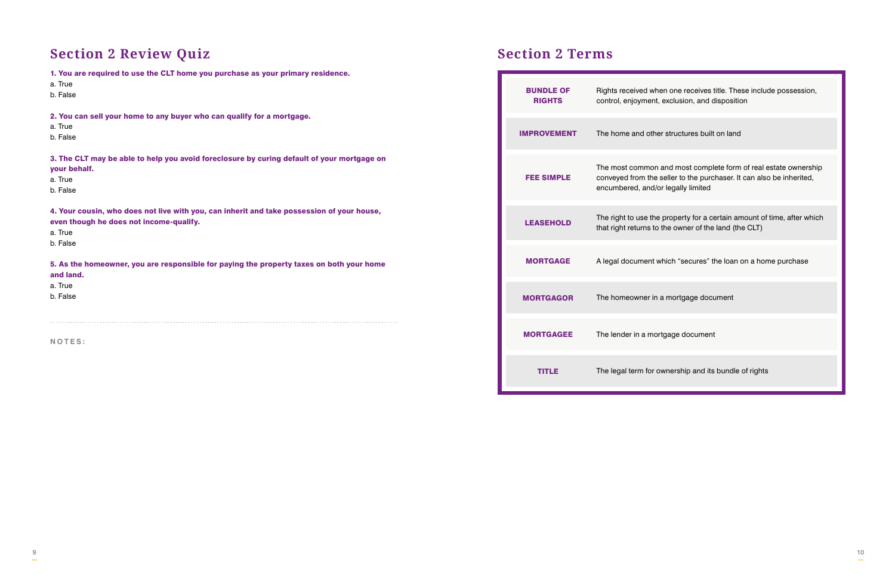## Section 2 Review Quiz

**1. You are required to use the CLT home you purchase as your primary residence.**

a. True
b. False

**2. You can sell your home to any buyer who can qualify for a mortgage.**

a. True
b. False

**3. The CLT may be able to help you avoid foreclosure by curing default of your mortgage on your behalf.**

a. True
b. False

**4. Your cousin, who does not live with you, can inherit and take possession of your house, even though he does not income-qualify.**

a. True
b. False

**5. As the homeowner, you are responsible for paying the property taxes on both your home and land.**

a. True
b. False

---

NOTES:

## Section 2 Terms

| Term | Definition |
| --- | --- |
| **BUNDLE OF RIGHTS** | Rights received when one receives title. These include possession, control, enjoyment, exclusion, and disposition |
| **IMPROVEMENT** | The home and other structures built on land |
| **FEE SIMPLE** | The most common and most complete form of real estate ownership conveyed from the seller to the purchaser. It can also be inherited, encumbered, and/or legally limited |
| **LEASEHOLD** | The right to use the property for a certain amount of time, after which that right returns to the owner of the land (the CLT) |
| **MORTGAGE** | A legal document which "secures" the loan on a home purchase |
| **MORTGAGOR** | The homeowner in a mortgage document |
| **MORTGAGEE** | The lender in a mortgage document |
| **TITLE** | The legal term for ownership and its bundle of rights |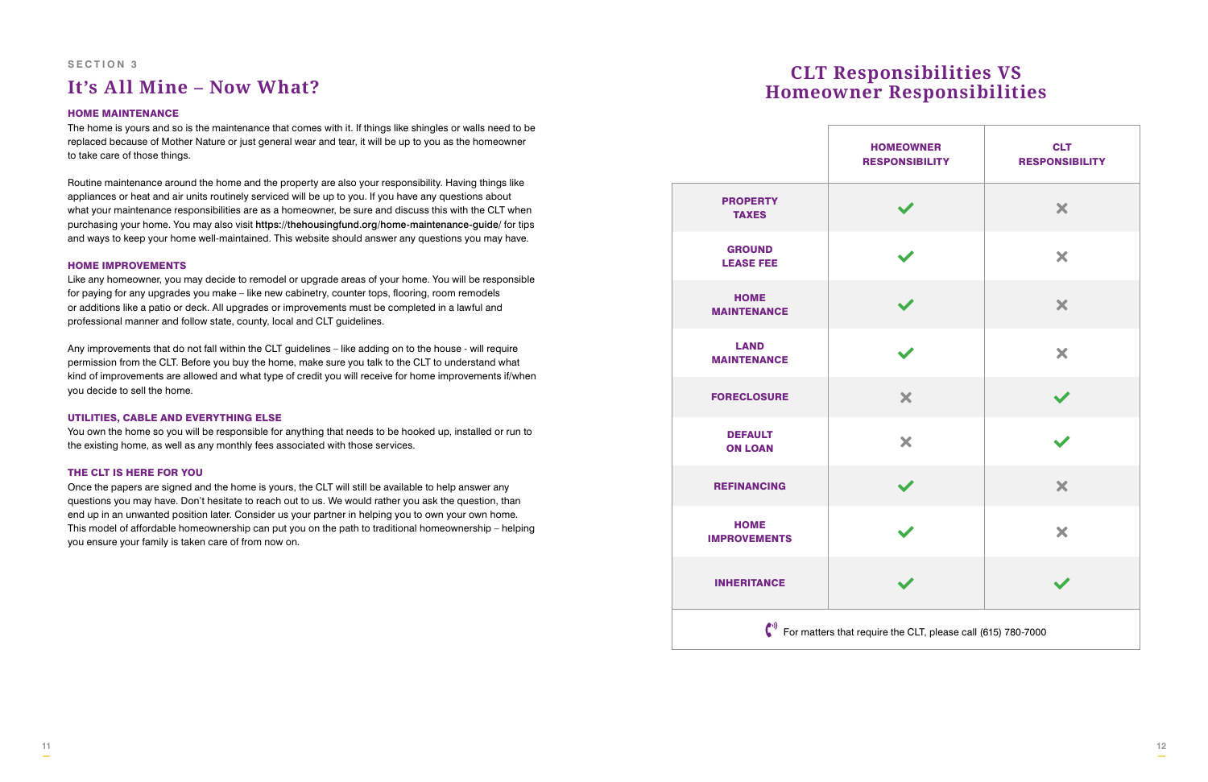SECTION 3

# It's All Mine – Now What?

### HOME MAINTENANCE

The home is yours and so is the maintenance that comes with it. If things like shingles or walls need to be replaced because of Mother Nature or just general wear and tear, it will be up to you as the homeowner to take care of those things.

Routine maintenance around the home and the property are also your responsibility. Having things like appliances or heat and air units routinely serviced will be up to you. If you have any questions about what your maintenance responsibilities are as a homeowner, be sure and discuss this with the CLT when purchasing your home. You may also visit https://thehousingfund.org/home-maintenance-guide/ for tips and ways to keep your home well-maintained. This website should answer any questions you may have.

### HOME IMPROVEMENTS

Like any homeowner, you may decide to remodel or upgrade areas of your home. You will be responsible for paying for any upgrades you make – like new cabinetry, counter tops, flooring, room remodels or additions like a patio or deck. All upgrades or improvements must be completed in a lawful and professional manner and follow state, county, local and CLT guidelines.

Any improvements that do not fall within the CLT guidelines – like adding on to the house - will require permission from the CLT. Before you buy the home, make sure you talk to the CLT to understand what kind of improvements are allowed and what type of credit you will receive for home improvements if/when you decide to sell the home.

### UTILITIES, CABLE AND EVERYTHING ELSE

You own the home so you will be responsible for anything that needs to be hooked up, installed or run to the existing home, as well as any monthly fees associated with those services.

### THE CLT IS HERE FOR YOU

Once the papers are signed and the home is yours, the CLT will still be available to help answer any questions you may have. Don't hesitate to reach out to us. We would rather you ask the question, than end up in an unwanted position later. Consider us your partner in helping you to own your own home. This model of affordable homeownership can put you on the path to traditional homeownership – helping you ensure your family is taken care of from now on.

## CLT Responsibilities VS Homeowner Responsibilities

| | HOMEOWNER RESPONSIBILITY | CLT RESPONSIBILITY |
|---|---|---|
| PROPERTY TAXES | ✓ | ✗ |
| GROUND LEASE FEE | ✓ | ✗ |
| HOME MAINTENANCE | ✓ | ✗ |
| LAND MAINTENANCE | ✓ | ✗ |
| FORECLOSURE | ✗ | ✓ |
| DEFAULT ON LOAN | ✗ | ✓ |
| REFINANCING | ✓ | ✗ |
| HOME IMPROVEMENTS | ✓ | ✗ |
| INHERITANCE | ✓ | ✓ |

For matters that require the CLT, please call (615) 780-7000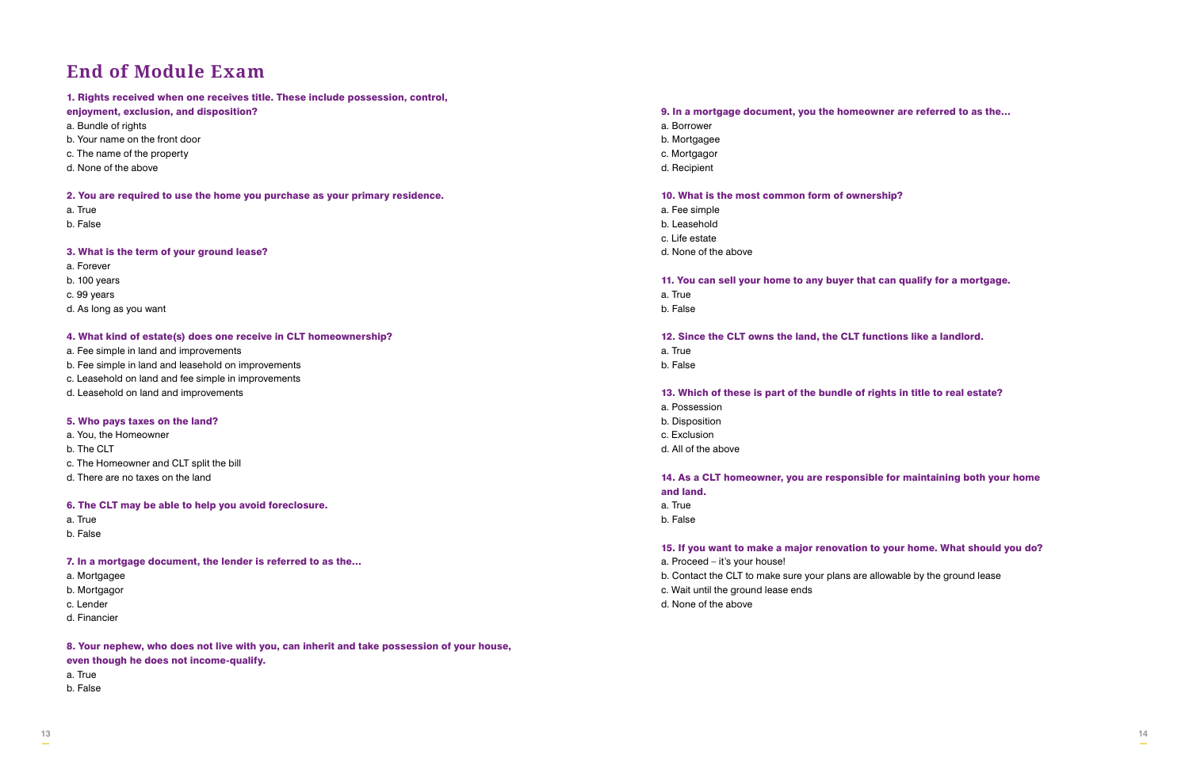# End of Module Exam

**1. Rights received when one receives title. These include possession, control, enjoyment, exclusion, and disposition?**

a. Bundle of rights
b. Your name on the front door
c. The name of the property
d. None of the above

**2. You are required to use the home you purchase as your primary residence.**

a. True
b. False

**3. What is the term of your ground lease?**

a. Forever
b. 100 years
c. 99 years
d. As long as you want

**4. What kind of estate(s) does one receive in CLT homeownership?**

a. Fee simple in land and improvements
b. Fee simple in land and leasehold on improvements
c. Leasehold on land and fee simple in improvements
d. Leasehold on land and improvements

**5. Who pays taxes on the land?**

a. You, the Homeowner
b. The CLT
c. The Homeowner and CLT split the bill
d. There are no taxes on the land

**6. The CLT may be able to help you avoid foreclosure.**

a. True
b. False

**7. In a mortgage document, the lender is referred to as the…**

a. Mortgagee
b. Mortgagor
c. Lender
d. Financier

**8. Your nephew, who does not live with you, can inherit and take possession of your house, even though he does not income-qualify.**

a. True
b. False

**9. In a mortgage document, you the homeowner are referred to as the…**

a. Borrower
b. Mortgagee
c. Mortgagor
d. Recipient

**10. What is the most common form of ownership?**

a. Fee simple
b. Leasehold
c. Life estate
d. None of the above

**11. You can sell your home to any buyer that can qualify for a mortgage.**

a. True
b. False

**12. Since the CLT owns the land, the CLT functions like a landlord.**

a. True
b. False

**13. Which of these is part of the bundle of rights in title to real estate?**

a. Possession
b. Disposition
c. Exclusion
d. All of the above

**14. As a CLT homeowner, you are responsible for maintaining both your home and land.**

a. True
b. False

**15. If you want to make a major renovation to your home. What should you do?**

a. Proceed – it's your house!
b. Contact the CLT to make sure your plans are allowable by the ground lease
c. Wait until the ground lease ends
d. None of the above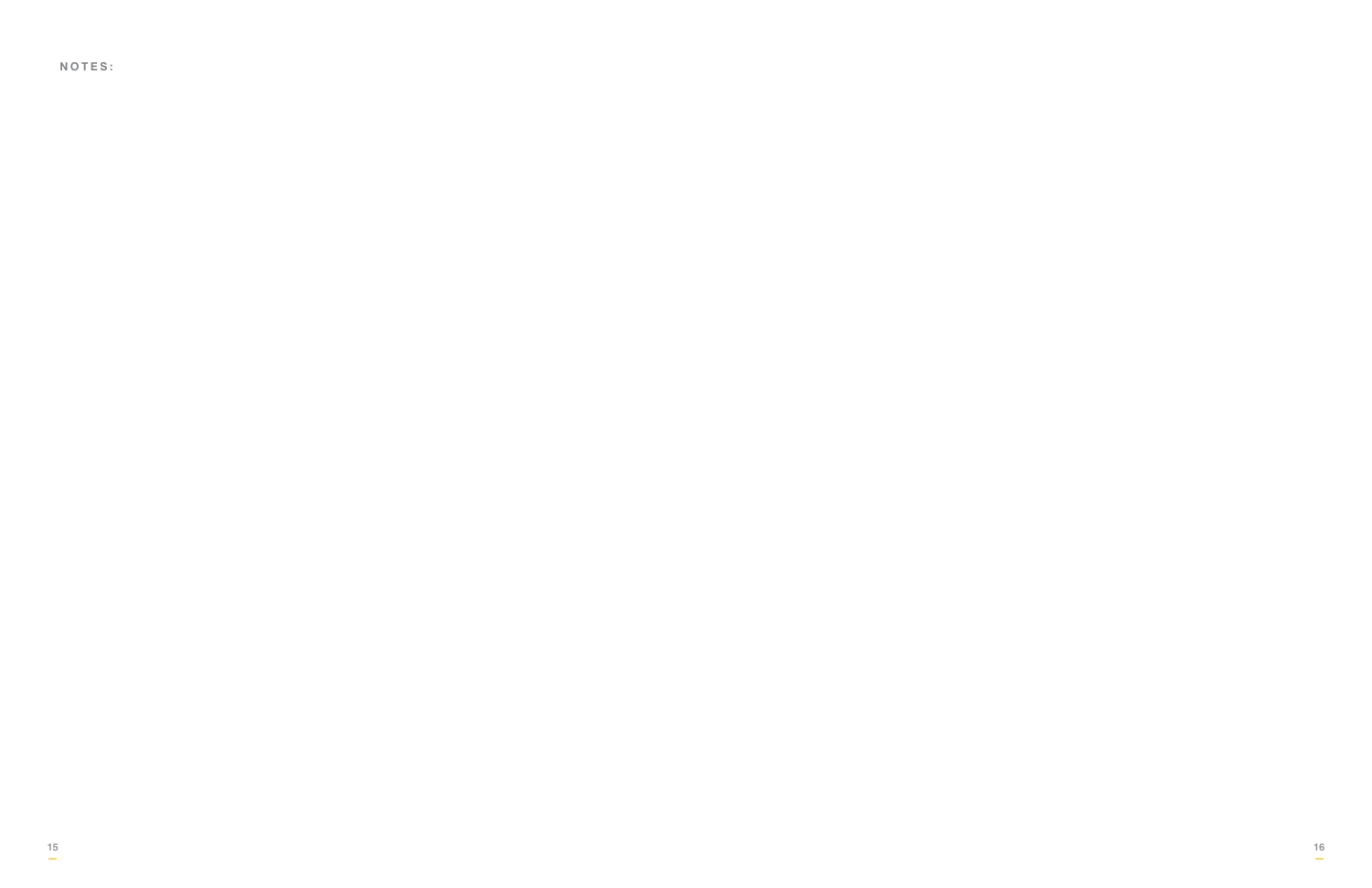NOTES: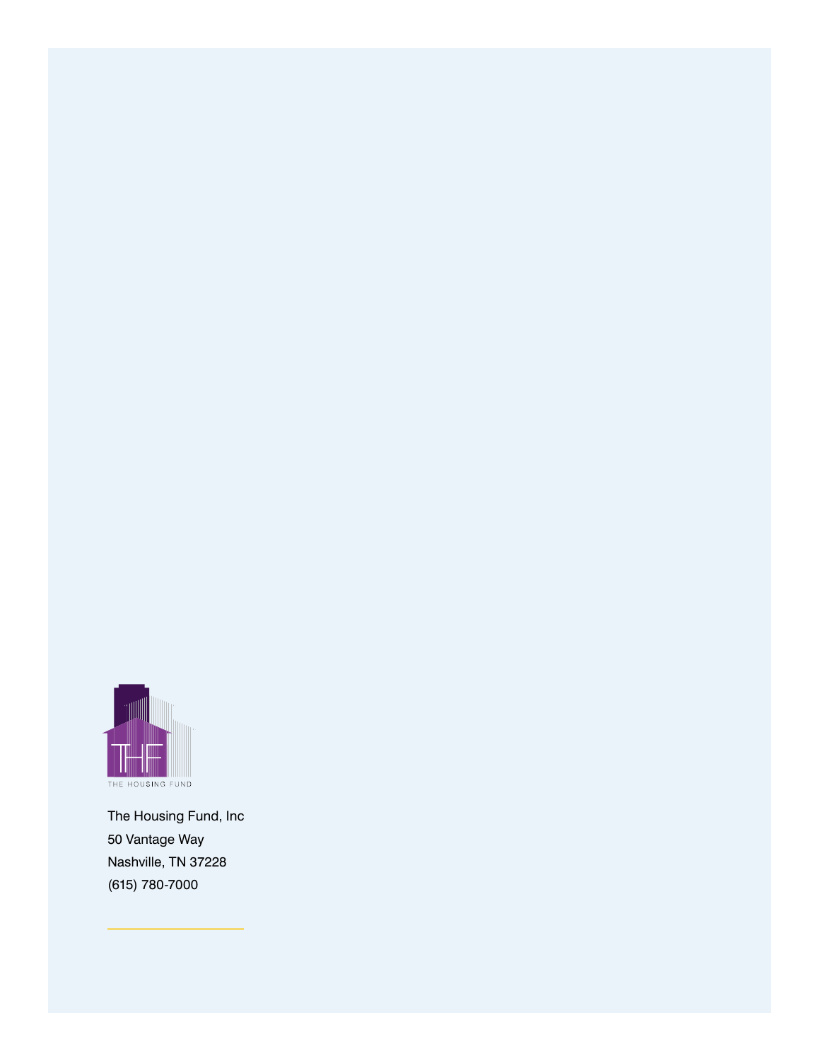THE HOUSING FUND

The Housing Fund, Inc
50 Vantage Way
Nashville, TN 37228
(615) 780-7000